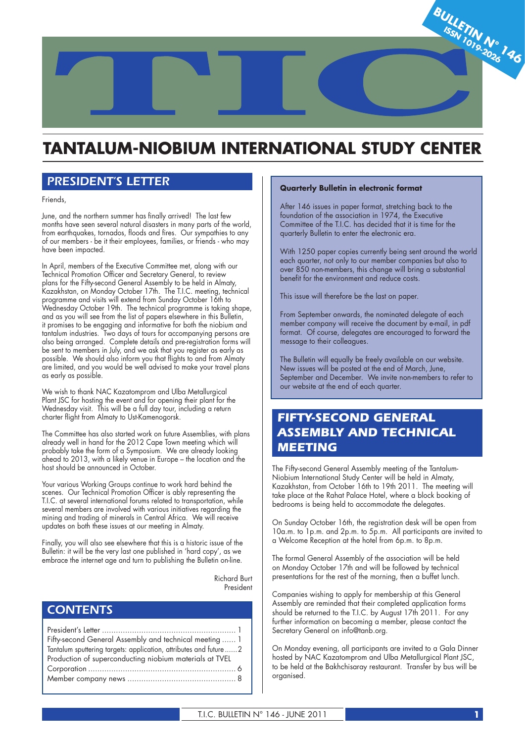# TANTALUM-NIOBIUM INTERNATIONAL STUDY CENTER

BULLETIN N° 146
ISSN 1019-2026

## PRESIDENT'S LETTER

Friends,

June, and the northern summer has finally arrived! The last few months have seen several natural disasters in many parts of the world, from earthquakes, tornados, floods and fires. Our sympathies to any of our members - be it their employees, families, or friends - who may have been impacted.

In April, members of the Executive Committee met, along with our Technical Promotion Officer and Secretary General, to review plans for the Fifty-second General Assembly to be held in Almaty, Kazakhstan, on Monday October 17th. The T.I.C. meeting, technical programme and visits will extend from Sunday October 16th to Wednesday October 19th. The technical programme is taking shape, and as you will see from the list of papers elsewhere in this Bulletin, it promises to be engaging and informative for both the niobium and tantalum industries. Two days of tours for accompanying persons are also being arranged. Complete details and pre-registration forms will be sent to members in July, and we ask that you register as early as possible. We should also inform you that flights to and from Almaty are limited, and you would be well advised to make your travel plans as early as possible.

We wish to thank NAC Kazatomprom and Ulba Metallurgical Plant JSC for hosting the event and for opening their plant for the Wednesday visit. This will be a full day tour, including a return charter flight from Almaty to Ust-Kamenogorsk.

The Committee has also started work on future Assemblies, with plans already well in hand for the 2012 Cape Town meeting which will probably take the form of a Symposium. We are already looking ahead to 2013, with a likely venue in Europe – the location and the host should be announced in October.

Your various Working Groups continue to work hard behind the scenes. Our Technical Promotion Officer is ably representing the T.I.C. at several international forums related to transportation, while several members are involved with various initiatives regarding the mining and trading of minerals in Central Africa. We will receive updates on both these issues at our meeting in Almaty.

Finally, you will also see elsewhere that this is a historic issue of the Bulletin: it will be the very last one published in 'hard copy', as we embrace the internet age and turn to publishing the Bulletin on-line.

Richard Burt
President

## CONTENTS

- President's Letter ..... 1
- Fifty-second General Assembly and technical meeting ..... 1
- Tantalum sputtering targets: application, attributes and future ..... 2
- Production of superconducting niobium materials at TVEL Corporation ..... 6
- Member company news ..... 8

**Quarterly Bulletin in electronic format**

After 146 issues in paper format, stretching back to the foundation of the association in 1974, the Executive Committee of the T.I.C. has decided that it is time for the quarterly Bulletin to enter the electronic era.

With 1250 paper copies currently being sent around the world each quarter, not only to our member companies but also to over 850 non-members, this change will bring a substantial benefit for the environment and reduce costs.

This issue will therefore be the last on paper.

From September onwards, the nominated delegate of each member company will receive the document by e-mail, in pdf format. Of course, delegates are encouraged to forward the message to their colleagues.

The Bulletin will equally be freely available on our website. New issues will be posted at the end of March, June, September and December. We invite non-members to refer to our website at the end of each quarter.

## FIFTY-SECOND GENERAL ASSEMBLY AND TECHNICAL MEETING

The Fifty-second General Assembly meeting of the Tantalum-Niobium International Study Center will be held in Almaty, Kazakhstan, from October 16th to 19th 2011. The meeting will take place at the Rahat Palace Hotel, where a block booking of bedrooms is being held to accommodate the delegates.

On Sunday October 16th, the registration desk will be open from 10a.m. to 1p.m. and 2p.m. to 5p.m. All participants are invited to a Welcome Reception at the hotel from 6p.m. to 8p.m.

The formal General Assembly of the association will be held on Monday October 17th and will be followed by technical presentations for the rest of the morning, then a buffet lunch.

Companies wishing to apply for membership at this General Assembly are reminded that their completed application forms should be returned to the T.I.C. by August 17th 2011. For any further information on becoming a member, please contact the Secretary General on info@tanb.org.

On Monday evening, all participants are invited to a Gala Dinner hosted by NAC Kazatomprom and Ulba Metallurgical Plant JSC, to be held at the Bakhchisaray restaurant. Transfer by bus will be organised.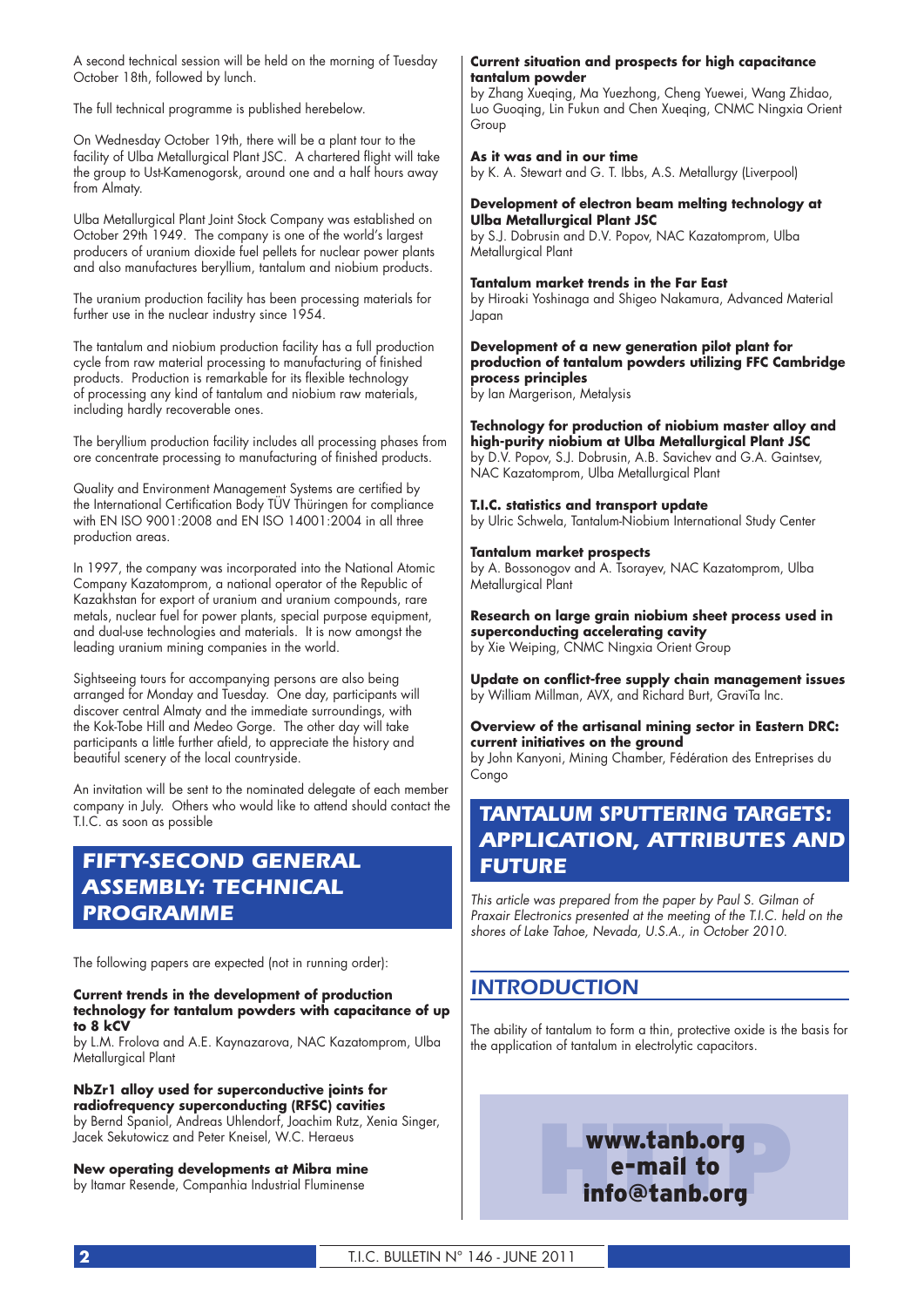A second technical session will be held on the morning of Tuesday October 18th, followed by lunch.

The full technical programme is published herebelow.

On Wednesday October 19th, there will be a plant tour to the facility of Ulba Metallurgical Plant JSC. A chartered flight will take the group to Ust-Kamenogorsk, around one and a half hours away from Almaty.

Ulba Metallurgical Plant Joint Stock Company was established on October 29th 1949. The company is one of the world's largest producers of uranium dioxide fuel pellets for nuclear power plants and also manufactures beryllium, tantalum and niobium products.

The uranium production facility has been processing materials for further use in the nuclear industry since 1954.

The tantalum and niobium production facility has a full production cycle from raw material processing to manufacturing of finished products. Production is remarkable for its flexible technology of processing any kind of tantalum and niobium raw materials, including hardly recoverable ones.

The beryllium production facility includes all processing phases from ore concentrate processing to manufacturing of finished products.

Quality and Environment Management Systems are certified by the International Certification Body TÜV Thüringen for compliance with EN ISO 9001:2008 and EN ISO 14001:2004 in all three production areas.

In 1997, the company was incorporated into the National Atomic Company Kazatomprom, a national operator of the Republic of Kazakhstan for export of uranium and uranium compounds, rare metals, nuclear fuel for power plants, special purpose equipment, and dual-use technologies and materials. It is now amongst the leading uranium mining companies in the world.

Sightseeing tours for accompanying persons are also being arranged for Monday and Tuesday. One day, participants will discover central Almaty and the immediate surroundings, with the Kok-Tobe Hill and Medeo Gorge. The other day will take participants a little further afield, to appreciate the history and beautiful scenery of the local countryside.

An invitation will be sent to the nominated delegate of each member company in July. Others who would like to attend should contact the T.I.C. as soon as possible

## FIFTY-SECOND GENERAL ASSEMBLY: TECHNICAL PROGRAMME

The following papers are expected (not in running order):

**Current trends in the development of production technology for tantalum powders with capacitance of up to 8 kCV**
by L.M. Frolova and A.E. Kaynazarova, NAC Kazatomprom, Ulba Metallurgical Plant

**NbZr1 alloy used for superconductive joints for radiofrequency superconducting (RFSC) cavities**
by Bernd Spaniol, Andreas Uhlendorf, Joachim Rutz, Xenia Singer, Jacek Sekutowicz and Peter Kneisel, W.C. Heraeus

**New operating developments at Mibra mine**
by Itamar Resende, Companhia Industrial Fluminense

**Current situation and prospects for high capacitance tantalum powder**
by Zhang Xueqing, Ma Yuezhong, Cheng Yuewei, Wang Zhidao, Luo Guoqing, Lin Fukun and Chen Xueqing, CNMC Ningxia Orient Group

**As it was and in our time**
by K. A. Stewart and G. T. Ibbs, A.S. Metallurgy (Liverpool)

**Development of electron beam melting technology at Ulba Metallurgical Plant JSC**
by S.J. Dobrusin and D.V. Popov, NAC Kazatomprom, Ulba Metallurgical Plant

**Tantalum market trends in the Far East**
by Hiroaki Yoshinaga and Shigeo Nakamura, Advanced Material Japan

**Development of a new generation pilot plant for production of tantalum powders utilizing FFC Cambridge process principles**
by Ian Margerison, Metalysis

**Technology for production of niobium master alloy and high-purity niobium at Ulba Metallurgical Plant JSC**
by D.V. Popov, S.J. Dobrusin, A.B. Savichev and G.A. Gaintsev, NAC Kazatomprom, Ulba Metallurgical Plant

**T.I.C. statistics and transport update**
by Ulric Schwela, Tantalum-Niobium International Study Center

**Tantalum market prospects**
by A. Bossonogov and A. Tsorayev, NAC Kazatomprom, Ulba Metallurgical Plant

**Research on large grain niobium sheet process used in superconducting accelerating cavity**
by Xie Weiping, CNMC Ningxia Orient Group

**Update on conflict-free supply chain management issues**
by William Millman, AVX, and Richard Burt, GraviTa Inc.

**Overview of the artisanal mining sector in Eastern DRC: current initiatives on the ground**
by John Kanyoni, Mining Chamber, Fédération des Entreprises du Congo

## TANTALUM SPUTTERING TARGETS: APPLICATION, ATTRIBUTES AND FUTURE

*This article was prepared from the paper by Paul S. Gilman of Praxair Electronics presented at the meeting of the T.I.C. held on the shores of Lake Tahoe, Nevada, U.S.A., in October 2010.*

## INTRODUCTION

The ability of tantalum to form a thin, protective oxide is the basis for the application of tantalum in electrolytic capacitors.

www.tanb.org
e-mail to
info@tanb.org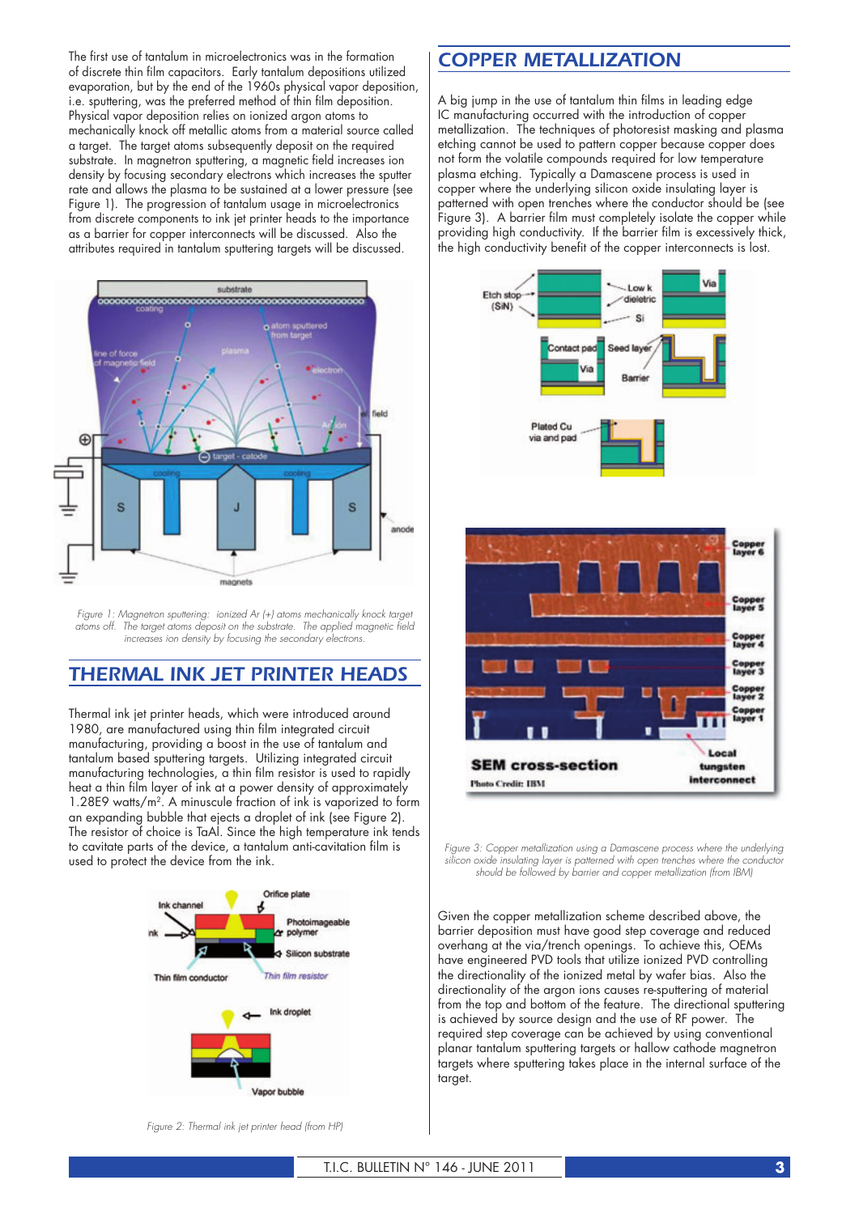The first use of tantalum in microelectronics was in the formation of discrete thin film capacitors. Early tantalum depositions utilized evaporation, but by the end of the 1960s physical vapor deposition, i.e. sputtering, was the preferred method of thin film deposition. Physical vapor deposition relies on ionized argon atoms to mechanically knock off metallic atoms from a material source called a target. The target atoms subsequently deposit on the required substrate. In magnetron sputtering, a magnetic field increases ion density by focusing secondary electrons which increases the sputter rate and allows the plasma to be sustained at a lower pressure (see Figure 1). The progression of tantalum usage in microelectronics from discrete components to ink jet printer heads to the importance as a barrier for copper interconnects will be discussed. Also the attributes required in tantalum sputtering targets will be discussed.

*Figure 1: Magnetron sputtering: ionized Ar (+) atoms mechanically knock target atoms off. The target atoms deposit on the substrate. The applied magnetic field increases ion density by focusing the secondary electrons.*

## THERMAL INK JET PRINTER HEADS

Thermal ink jet printer heads, which were introduced around 1980, are manufactured using thin film integrated circuit manufacturing, providing a boost in the use of tantalum and tantalum based sputtering targets. Utilizing integrated circuit manufacturing technologies, a thin film resistor is used to rapidly heat a thin film layer of ink at a power density of approximately 1.28E9 watts/m$^2$. A minuscule fraction of ink is vaporized to form an expanding bubble that ejects a droplet of ink (see Figure 2). The resistor of choice is TaAl. Since the high temperature ink tends to cavitate parts of the device, a tantalum anti-cavitation film is used to protect the device from the ink.

*Figure 2: Thermal ink jet printer head (from HP)*

## COPPER METALLIZATION

A big jump in the use of tantalum thin films in leading edge IC manufacturing occurred with the introduction of copper metallization. The techniques of photoresist masking and plasma etching cannot be used to pattern copper because copper does not form the volatile compounds required for low temperature plasma etching. Typically a Damascene process is used in copper where the underlying silicon oxide insulating layer is patterned with open trenches where the conductor should be (see Figure 3). A barrier film must completely isolate the copper while providing high conductivity. If the barrier film is excessively thick, the high conductivity benefit of the copper interconnects is lost.

*Figure 3: Copper metallization using a Damascene process where the underlying silicon oxide insulating layer is patterned with open trenches where the conductor should be followed by barrier and copper metallization (from IBM)*

Given the copper metallization scheme described above, the barrier deposition must have good step coverage and reduced overhang at the via/trench openings. To achieve this, OEMs have engineered PVD tools that utilize ionized PVD controlling the directionality of the ionized metal by wafer bias. Also the directionality of the argon ions causes re-sputtering of material from the top and bottom of the feature. The directional sputtering is achieved by source design and the use of RF power. The required step coverage can be achieved by using conventional planar tantalum sputtering targets or hollow cathode magnetron targets where sputtering takes place in the internal surface of the target.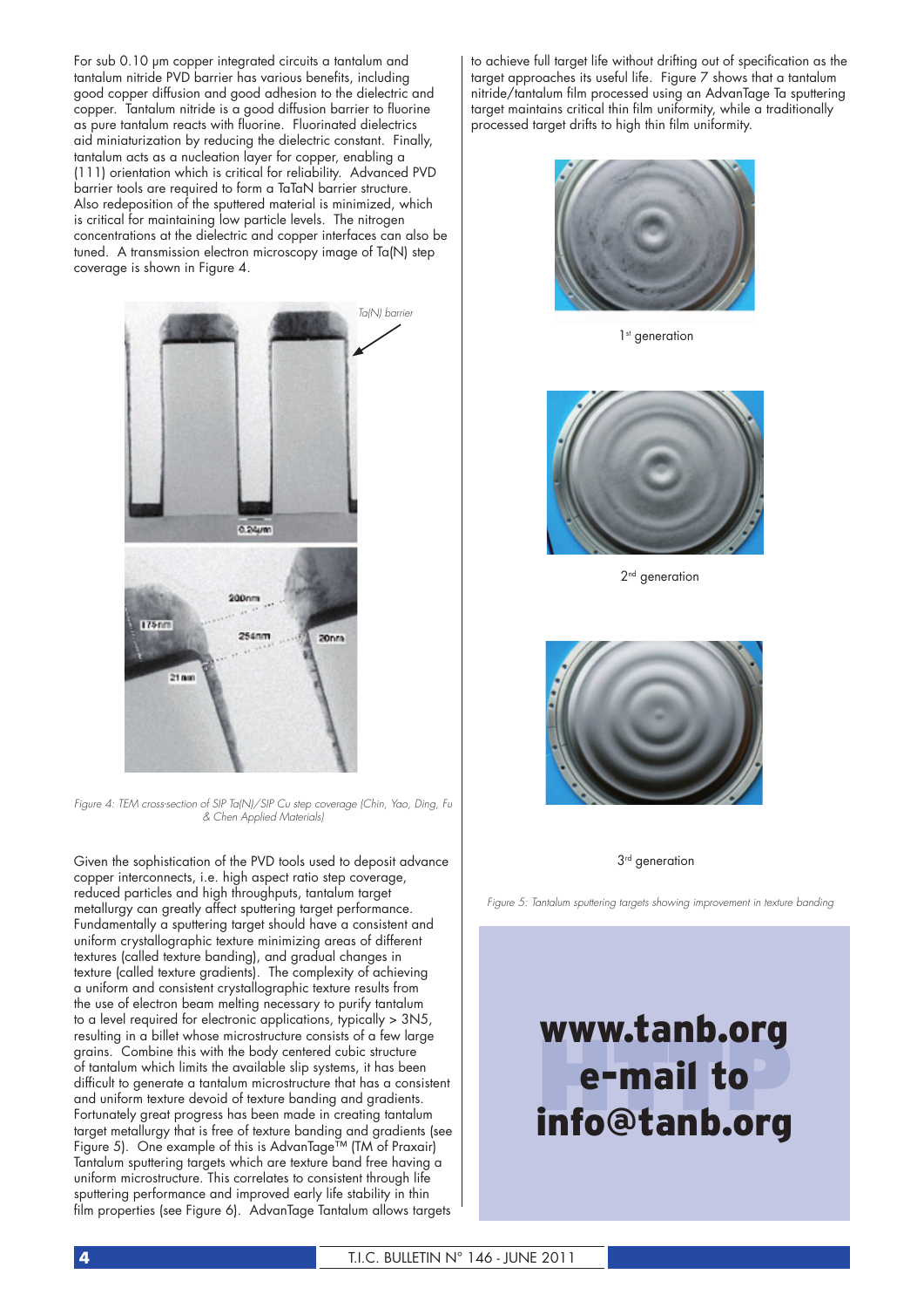For sub 0.10 μm copper integrated circuits a tantalum and tantalum nitride PVD barrier has various benefits, including good copper diffusion and good adhesion to the dielectric and copper. Tantalum nitride is a good diffusion barrier to fluorine as pure tantalum reacts with fluorine. Fluorinated dielectrics aid miniaturization by reducing the dielectric constant. Finally, tantalum acts as a nucleation layer for copper, enabling a (111) orientation which is critical for reliability. Advanced PVD barrier tools are required to form a TaTaN barrier structure. Also redeposition of the sputtered material is minimized, which is critical for maintaining low particle levels. The nitrogen concentrations at the dielectric and copper interfaces can also be tuned. A transmission electron microscopy image of Ta(N) step coverage is shown in Figure 4.

*Figure 4: TEM cross-section of SIP Ta(N)/SIP Cu step coverage (Chin, Yao, Ding, Fu & Chen Applied Materials)*

Given the sophistication of the PVD tools used to deposit advance copper interconnects, i.e. high aspect ratio step coverage, reduced particles and high throughputs, tantalum target metallurgy can greatly affect sputtering target performance. Fundamentally a sputtering target should have a consistent and uniform crystallographic texture minimizing areas of different textures (called texture banding), and gradual changes in texture (called texture gradients). The complexity of achieving a uniform and consistent crystallographic texture results from the use of electron beam melting necessary to purify tantalum to a level required for electronic applications, typically > 3N5, resulting in a billet whose microstructure consists of a few large grains. Combine this with the body centered cubic structure of tantalum which limits the available slip systems, it has been difficult to generate a tantalum microstructure that has a consistent and uniform texture devoid of texture banding and gradients. Fortunately great progress has been made in creating tantalum target metallurgy that is free of texture banding and gradients (see Figure 5). One example of this is AdvanTage™ (TM of Praxair) Tantalum sputtering targets which are texture band free having a uniform microstructure. This correlates to consistent through life sputtering performance and improved early life stability in thin film properties (see Figure 6). AdvanTage Tantalum allows targets to achieve full target life without drifting out of specification as the target approaches its useful life. Figure 7 shows that a tantalum nitride/tantalum film processed using an AdvanTage Ta sputtering target maintains critical thin film uniformity, while a traditionally processed target drifts to high thin film uniformity.

1st generation

2nd generation

3rd generation

*Figure 5: Tantalum sputtering targets showing improvement in texture banding*

**www.tanb.org**
**e-mail to**
**info@tanb.org**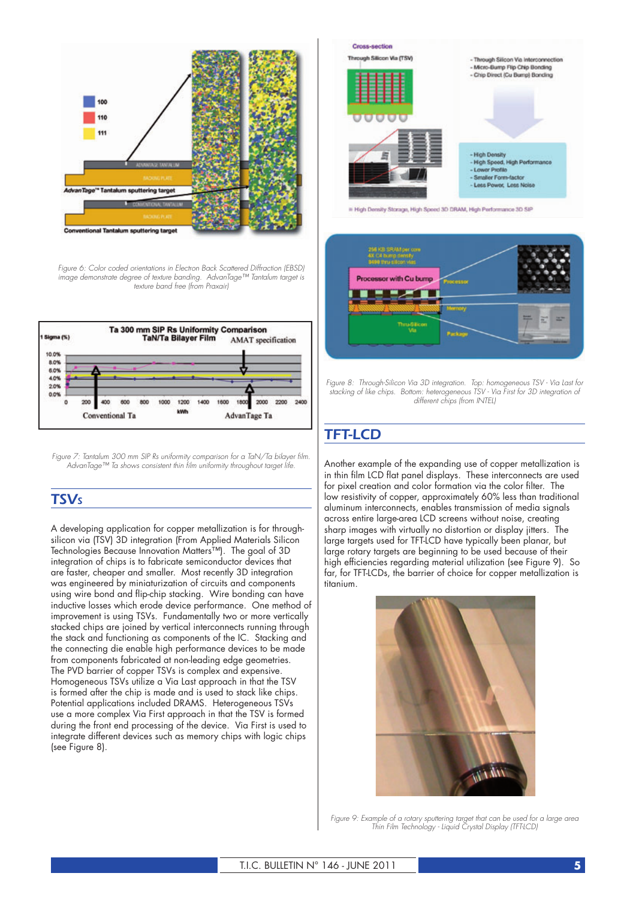Figure 6: Color coded orientations in Electron Back Scattered Diffraction (EBSD) image demonstrate degree of texture banding. AdvanTage™ Tantalum target is texture band free (from Praxair)

Figure 7: Tantalum 300 mm SIP Rs uniformity comparison for a TaN/Ta bilayer film. AdvanTage™ Ta shows consistent thin film uniformity throughout target life.

## TSVs

A developing application for copper metallization is for through-silicon via (TSV) 3D integration (From Applied Materials Silicon Technologies Because Innovation Matters™). The goal of 3D integration of chips is to fabricate semiconductor devices that are faster, cheaper and smaller. Most recently 3D integration was engineered by miniaturization of circuits and components using wire bond and flip-chip stacking. Wire bonding can have inductive losses which erode device performance. One method of improvement is using TSVs. Fundamentally two or more vertically stacked chips are joined by vertical interconnects running through the stack and functioning as components of the IC. Stacking and the connecting die enable high performance devices to be made from components fabricated at non-leading edge geometries. The PVD barrier of copper TSVs is complex and expensive. Homogeneous TSVs utilize a Via Last approach in that the TSV is formed after the chip is made and is used to stack like chips. Potential applications included DRAMS. Heterogeneous TSVs use a more complex Via First approach in that the TSV is formed during the front end processing of the device. Via First is used to integrate different devices such as memory chips with logic chips (see Figure 8).

Figure 8: Through-Silicon Via 3D integration. Top: homogeneous TSV - Via Last for stacking of like chips. Bottom: heterogeneous TSV - Via First for 3D integration of different chips (from INTEL)

## TFT-LCD

Another example of the expanding use of copper metallization is in thin film LCD flat panel displays. These interconnects are used for pixel creation and color formation via the color filter. The low resistivity of copper, approximately 60% less than traditional aluminum interconnects, enables transmission of media signals across entire large-area LCD screens without noise, creating sharp images with virtually no distortion or display jitters. The large targets used for TFT-LCD have typically been planar, but large rotary targets are beginning to be used because of their high efficiencies regarding material utilization (see Figure 9). So far, for TFT-LCDs, the barrier of choice for copper metallization is titanium.

Figure 9: Example of a rotary sputtering target that can be used for a large area Thin Film Technology - Liquid Crystal Display (TFT-LCD)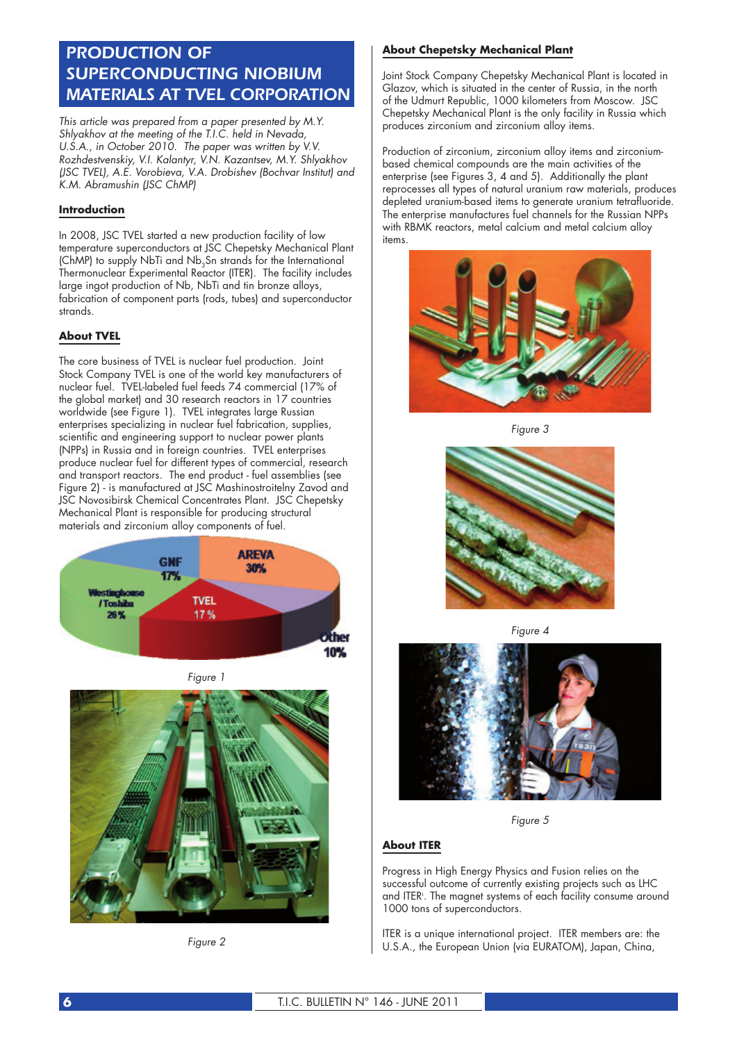# PRODUCTION OF SUPERCONDUCTING NIOBIUM MATERIALS AT TVEL CORPORATION

*This article was prepared from a paper presented by M.Y. Shlyakhov at the meeting of the T.I.C. held in Nevada, U.S.A., in October 2010. The paper was written by V.V. Rozhdestvenskiy, V.I. Kalantyr, V.N. Kazantsev, M.Y. Shlyakhov (JSC TVEL), A.E. Vorobieva, V.A. Drobishev (Bochvar Institut) and K.M. Abramushin (JSC ChMP)*

## Introduction

In 2008, JSC TVEL started a new production facility of low temperature superconductors at JSC Chepetsky Mechanical Plant (ChMP) to supply NbTi and $Nb_3Sn$ strands for the International Thermonuclear Experimental Reactor (ITER). The facility includes large ingot production of Nb, NbTi and tin bronze alloys, fabrication of component parts (rods, tubes) and superconductor strands.

## About TVEL

The core business of TVEL is nuclear fuel production. Joint Stock Company TVEL is one of the world key manufacturers of nuclear fuel. TVEL-labeled fuel feeds 74 commercial (17% of the global market) and 30 research reactors in 17 countries worldwide (see Figure 1). TVEL integrates large Russian enterprises specializing in nuclear fuel fabrication, supplies, scientific and engineering support to nuclear power plants (NPPs) in Russia and in foreign countries. TVEL enterprises produce nuclear fuel for different types of commercial, research and transport reactors. The end product - fuel assemblies (see Figure 2) - is manufactured at JSC Mashinostroitelny Zavod and JSC Novosibirsk Chemical Concentrates Plant. JSC Chepetsky Mechanical Plant is responsible for producing structural materials and zirconium alloy components of fuel.

Figure 1

Figure 2

## About Chepetsky Mechanical Plant

Joint Stock Company Chepetsky Mechanical Plant is located in Glazov, which is situated in the center of Russia, in the north of the Udmurt Republic, 1000 kilometers from Moscow. JSC Chepetsky Mechanical Plant is the only facility in Russia which produces zirconium and zirconium alloy items.

Production of zirconium, zirconium alloy items and zirconium-based chemical compounds are the main activities of the enterprise (see Figures 3, 4 and 5). Additionally the plant reprocesses all types of natural uranium raw materials, produces depleted uranium-based items to generate uranium tetrafluoride. The enterprise manufactures fuel channels for the Russian NPPs with RBMK reactors, metal calcium and metal calcium alloy items.

Figure 3

Figure 4

Figure 5

## About ITER

Progress in High Energy Physics and Fusion relies on the successful outcome of currently existing projects such as LHC and ITER[i]. The magnet systems of each facility consume around 1000 tons of superconductors.

ITER is a unique international project. ITER members are: the U.S.A., the European Union (via EURATOM), Japan, China,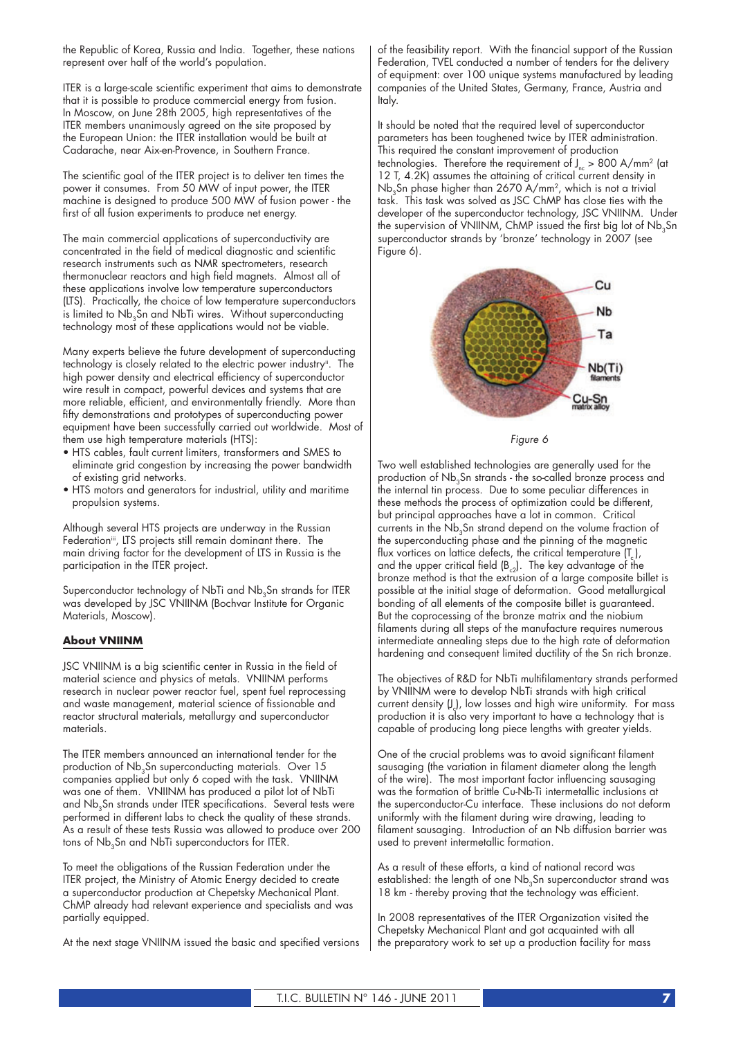the Republic of Korea, Russia and India. Together, these nations represent over half of the world's population.

ITER is a large-scale scientific experiment that aims to demonstrate that it is possible to produce commercial energy from fusion. In Moscow, on June 28th 2005, high representatives of the ITER members unanimously agreed on the site proposed by the European Union: the ITER installation would be built at Cadarache, near Aix-en-Provence, in Southern France.

The scientific goal of the ITER project is to deliver ten times the power it consumes. From 50 MW of input power, the ITER machine is designed to produce 500 MW of fusion power - the first of all fusion experiments to produce net energy.

The main commercial applications of superconductivity are concentrated in the field of medical diagnostic and scientific research instruments such as NMR spectrometers, research thermonuclear reactors and high field magnets. Almost all of these applications involve low temperature superconductors (LTS). Practically, the choice of low temperature superconductors is limited to $Nb_3Sn$ and NbTi wires. Without superconducting technology most of these applications would not be viable.

Many experts believe the future development of superconducting technology is closely related to the electric power industry[ii]. The high power density and electrical efficiency of superconductor wire result in compact, powerful devices and systems that are more reliable, efficient, and environmentally friendly. More than fifty demonstrations and prototypes of superconducting power equipment have been successfully carried out worldwide. Most of them use high temperature materials (HTS):

- HTS cables, fault current limiters, transformers and SMES to eliminate grid congestion by increasing the power bandwidth of existing grid networks.
- HTS motors and generators for industrial, utility and maritime propulsion systems.

Although several HTS projects are underway in the Russian Federation[iii], LTS projects still remain dominant there. The main driving factor for the development of LTS in Russia is the participation in the ITER project.

Superconductor technology of NbTi and $Nb_3Sn$ strands for ITER was developed by JSC VNIINM (Bochvar Institute for Organic Materials, Moscow).

## About VNIINM

JSC VNIINM is a big scientific center in Russia in the field of material science and physics of metals. VNIINM performs research in nuclear power reactor fuel, spent fuel reprocessing and waste management, material science of fissionable and reactor structural materials, metallurgy and superconductor materials.

The ITER members announced an international tender for the production of $Nb_3Sn$ superconducting materials. Over 15 companies applied but only 6 coped with the task. VNIINM was one of them. VNIINM has produced a pilot lot of NbTi and $Nb_3Sn$ strands under ITER specifications. Several tests were performed in different labs to check the quality of these strands. As a result of these tests Russia was allowed to produce over 200 tons of $Nb_3Sn$ and NbTi superconductors for ITER.

To meet the obligations of the Russian Federation under the ITER project, the Ministry of Atomic Energy decided to create a superconductor production at Chepetsky Mechanical Plant. ChMP already had relevant experience and specialists and was partially equipped.

At the next stage VNIINM issued the basic and specified versions of the feasibility report. With the financial support of the Russian Federation, TVEL conducted a number of tenders for the delivery of equipment: over 100 unique systems manufactured by leading companies of the United States, Germany, France, Austria and Italy.

It should be noted that the required level of superconductor parameters has been toughened twice by ITER administration. This required the constant improvement of production technologies. Therefore the requirement of $J_{nc}$ > 800 A/mm² (at 12 T, 4.2K) assumes the attaining of critical current density in $Nb_3Sn$ phase higher than 2670 A/mm², which is not a trivial task. This task was solved as JSC ChMP has close ties with the developer of the superconductor technology, JSC VNIINM. Under the supervision of VNIINM, ChMP issued the first big lot of $Nb_3Sn$ superconductor strands by 'bronze' technology in 2007 (see Figure 6).

Cu, Nb, Ta, Nb(Ti) filaments, Cu-Sn matrix alloy

*Figure 6*

Two well established technologies are generally used for the production of $Nb_3Sn$ strands - the so-called bronze process and the internal tin process. Due to some peculiar differences in these methods the process of optimization could be different, but principal approaches have a lot in common. Critical currents in the $Nb_3Sn$ strand depend on the volume fraction of the superconducting phase and the pinning of the magnetic flux vortices on lattice defects, the critical temperature ($T_c$), and the upper critical field ($B_{c2}$). The key advantage of the bronze method is that the extrusion of a large composite billet is possible at the initial stage of deformation. Good metallurgical bonding of all elements of the composite billet is guaranteed. But the coprocessing of the bronze matrix and the niobium filaments during all steps of the manufacture requires numerous intermediate annealing steps due to the high rate of deformation hardening and consequent limited ductility of the Sn rich bronze.

The objectives of R&D for NbTi multifilamentary strands performed by VNIINM were to develop NbTi strands with high critical current density ($J_c$), low losses and high wire uniformity. For mass production it is also very important to have a technology that is capable of producing long piece lengths with greater yields.

One of the crucial problems was to avoid significant filament sausaging (the variation in filament diameter along the length of the wire). The most important factor influencing sausaging was the formation of brittle Cu-Nb-Ti intermetallic inclusions at the superconductor-Cu interface. These inclusions do not deform uniformly with the filament during wire drawing, leading to filament sausaging. Introduction of an Nb diffusion barrier was used to prevent intermetallic formation.

As a result of these efforts, a kind of national record was established: the length of one $Nb_3Sn$ superconductor strand was 18 km - thereby proving that the technology was efficient.

In 2008 representatives of the ITER Organization visited the Chepetsky Mechanical Plant and got acquainted with all the preparatory work to set up a production facility for mass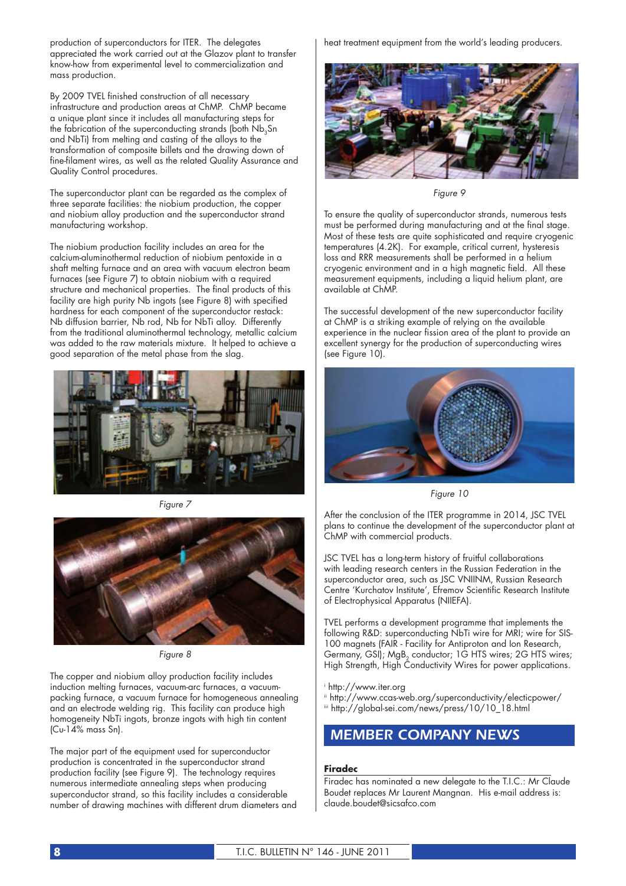production of superconductors for ITER. The delegates appreciated the work carried out at the Glazov plant to transfer know-how from experimental level to commercialization and mass production.

By 2009 TVEL finished construction of all necessary infrastructure and production areas at ChMP. ChMP became a unique plant since it includes all manufacturing steps for the fabrication of the superconducting strands (both $Nb_3Sn$ and NbTi) from melting and casting of the alloys to the transformation of composite billets and the drawing down of fine-filament wires, as well as the related Quality Assurance and Quality Control procedures.

The superconductor plant can be regarded as the complex of three separate facilities: the niobium production, the copper and niobium alloy production and the superconductor strand manufacturing workshop.

The niobium production facility includes an area for the calcium-aluminothermal reduction of niobium pentoxide in a shaft melting furnace and an area with vacuum electron beam furnaces (see Figure 7) to obtain niobium with a required structure and mechanical properties. The final products of this facility are high purity Nb ingots (see Figure 8) with specified hardness for each component of the superconductor restack: Nb diffusion barrier, Nb rod, Nb for NbTi alloy. Differently from the traditional aluminothermal technology, metallic calcium was added to the raw materials mixture. It helped to achieve a good separation of the metal phase from the slag.

*Figure 7*

*Figure 8*

The copper and niobium alloy production facility includes induction melting furnaces, vacuum-arc furnaces, a vacuum-packing furnace, a vacuum furnace for homogeneous annealing and an electrode welding rig. This facility can produce high homogeneity NbTi ingots, bronze ingots with high tin content (Cu-14% mass Sn).

The major part of the equipment used for superconductor production is concentrated in the superconductor strand production facility (see Figure 9). The technology requires numerous intermediate annealing steps when producing superconductor strand, so this facility includes a considerable number of drawing machines with different drum diameters and heat treatment equipment from the world's leading producers.

*Figure 9*

To ensure the quality of superconductor strands, numerous tests must be performed during manufacturing and at the final stage. Most of these tests are quite sophisticated and require cryogenic temperatures (4.2K). For example, critical current, hysteresis loss and RRR measurements shall be performed in a helium cryogenic environment and in a high magnetic field. All these measurement equipments, including a liquid helium plant, are available at ChMP.

The successful development of the new superconductor facility at ChMP is a striking example of relying on the available experience in the nuclear fission area of the plant to provide an excellent synergy for the production of superconducting wires (see Figure 10).

*Figure 10*

After the conclusion of the ITER programme in 2014, JSC TVEL plans to continue the development of the superconductor plant at ChMP with commercial products.

JSC TVEL has a long-term history of fruitful collaborations with leading research centers in the Russian Federation in the superconductor area, such as JSC VNIINM, Russian Research Centre 'Kurchatov Institute', Efremov Scientific Research Institute of Electrophysical Apparatus (NIIEFA).

TVEL performs a development programme that implements the following R&D: superconducting NbTi wire for MRI; wire for SIS-100 magnets (FAIR - Facility for Antiproton and Ion Research, Germany, GSI); $MgB_2$ conductor; 1G HTS wires; 2G HTS wires; High Strength, High Conductivity Wires for power applications.

[i] http://www.iter.org
[ii] http://www.ccas-web.org/superconductivity/electicpower/
[iii] http://global-sei.com/news/press/10/10_18.html

## MEMBER COMPANY NEWS

### Firadec

Firadec has nominated a new delegate to the T.I.C.: Mr Claude Boudet replaces Mr Laurent Mangnan. His e-mail address is: claude.boudet@sicsafco.com